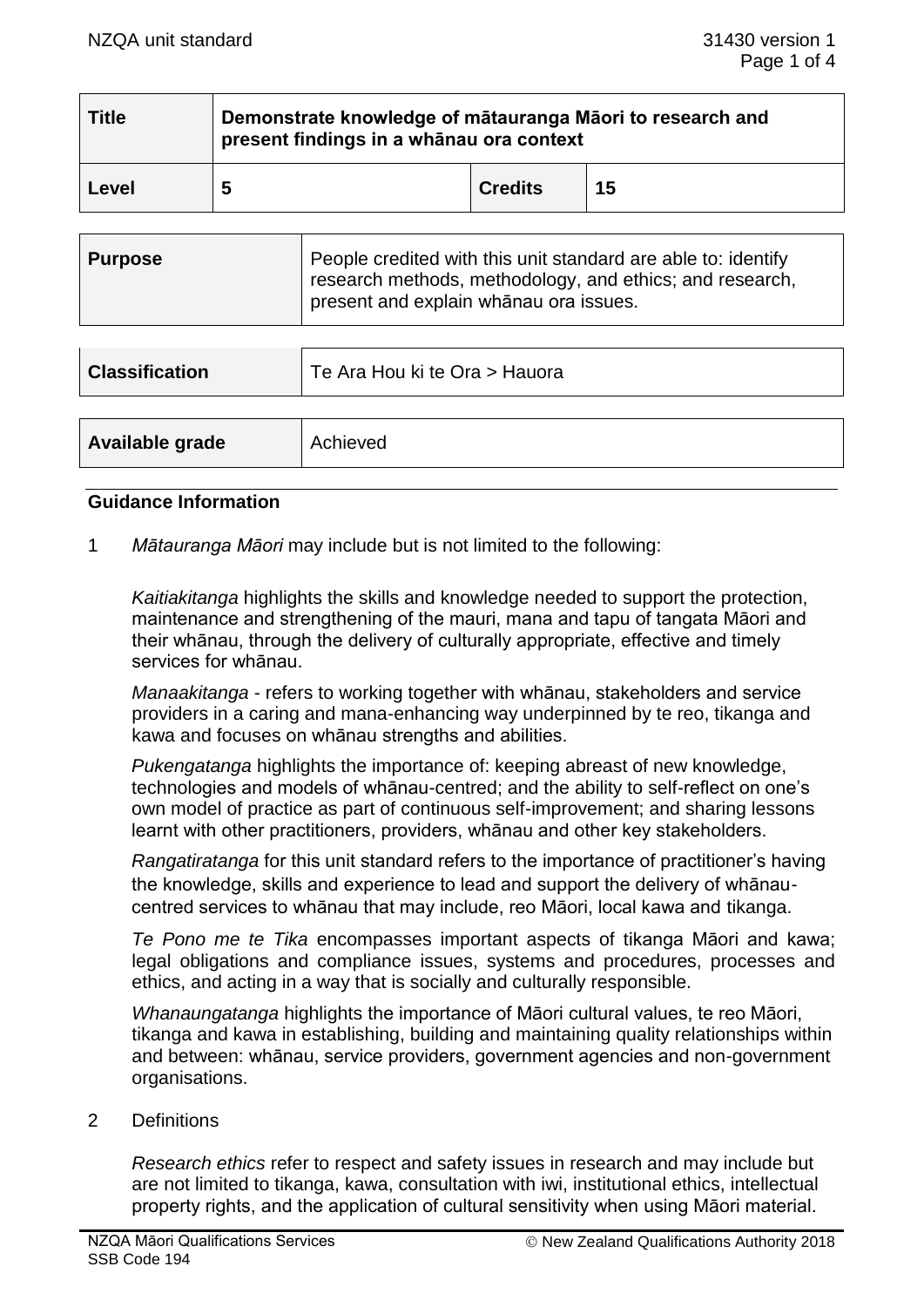| Title | Demonstrate knowledge of mātauranga Māori to research and present findings in a whānau ora context | | |
|---|---|---|---|
| Level | 5 | Credits | 15 |

| Purpose | People credited with this unit standard are able to: identify research methods, methodology, and ethics; and research, present and explain whānau ora issues. |
|---|---|

| Classification | Te Ara Hou ki te Ora > Hauora |
|---|---|

| Available grade | Achieved |
|---|---|

## Guidance Information

1 *Mātauranga Māori* may include but is not limited to the following:

*Kaitiakitanga* highlights the skills and knowledge needed to support the protection, maintenance and strengthening of the mauri, mana and tapu of tangata Māori and their whānau, through the delivery of culturally appropriate, effective and timely services for whānau.

*Manaakitanga* - refers to working together with whānau, stakeholders and service providers in a caring and mana-enhancing way underpinned by te reo, tikanga and kawa and focuses on whānau strengths and abilities.

*Pukengatanga* highlights the importance of: keeping abreast of new knowledge, technologies and models of whānau-centred; and the ability to self-reflect on one's own model of practice as part of continuous self-improvement; and sharing lessons learnt with other practitioners, providers, whānau and other key stakeholders.

*Rangatiratanga* for this unit standard refers to the importance of practitioner's having the knowledge, skills and experience to lead and support the delivery of whānau-centred services to whānau that may include, reo Māori, local kawa and tikanga.

*Te Pono me te Tika* encompasses important aspects of tikanga Māori and kawa; legal obligations and compliance issues, systems and procedures, processes and ethics, and acting in a way that is socially and culturally responsible.

*Whanaungatanga* highlights the importance of Māori cultural values, te reo Māori, tikanga and kawa in establishing, building and maintaining quality relationships within and between: whānau, service providers, government agencies and non-government organisations.

2 Definitions

*Research ethics* refer to respect and safety issues in research and may include but are not limited to tikanga, kawa, consultation with iwi, institutional ethics, intellectual property rights, and the application of cultural sensitivity when using Māori material.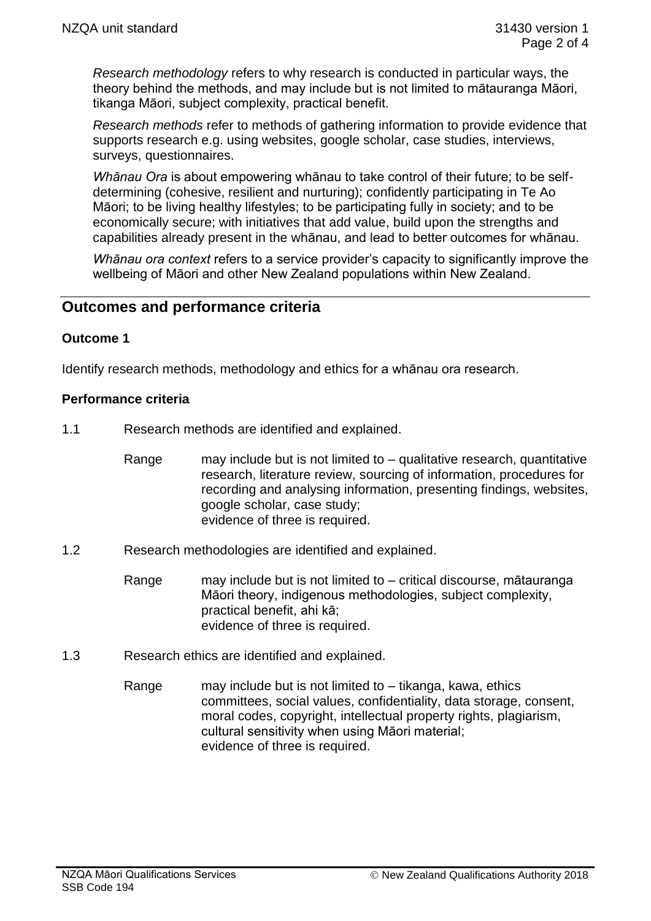*Research methodology* refers to why research is conducted in particular ways, the theory behind the methods, and may include but is not limited to mātauranga Māori, tikanga Māori, subject complexity, practical benefit.

*Research methods* refer to methods of gathering information to provide evidence that supports research e.g. using websites, google scholar, case studies, interviews, surveys, questionnaires.

*Whānau Ora* is about empowering whānau to take control of their future; to be self-determining (cohesive, resilient and nurturing); confidently participating in Te Ao Māori; to be living healthy lifestyles; to be participating fully in society; and to be economically secure; with initiatives that add value, build upon the strengths and capabilities already present in the whānau, and lead to better outcomes for whānau.

*Whānau ora context* refers to a service provider's capacity to significantly improve the wellbeing of Māori and other New Zealand populations within New Zealand.

## Outcomes and performance criteria

### Outcome 1

Identify research methods, methodology and ethics for a whānau ora research.

### Performance criteria

1.1 Research methods are identified and explained.

Range: may include but is not limited to – qualitative research, quantitative research, literature review, sourcing of information, procedures for recording and analysing information, presenting findings, websites, google scholar, case study;
evidence of three is required.

1.2 Research methodologies are identified and explained.

Range: may include but is not limited to – critical discourse, mātauranga Māori theory, indigenous methodologies, subject complexity, practical benefit, ahi kā;
evidence of three is required.

1.3 Research ethics are identified and explained.

Range: may include but is not limited to – tikanga, kawa, ethics committees, social values, confidentiality, data storage, consent, moral codes, copyright, intellectual property rights, plagiarism, cultural sensitivity when using Māori material;
evidence of three is required.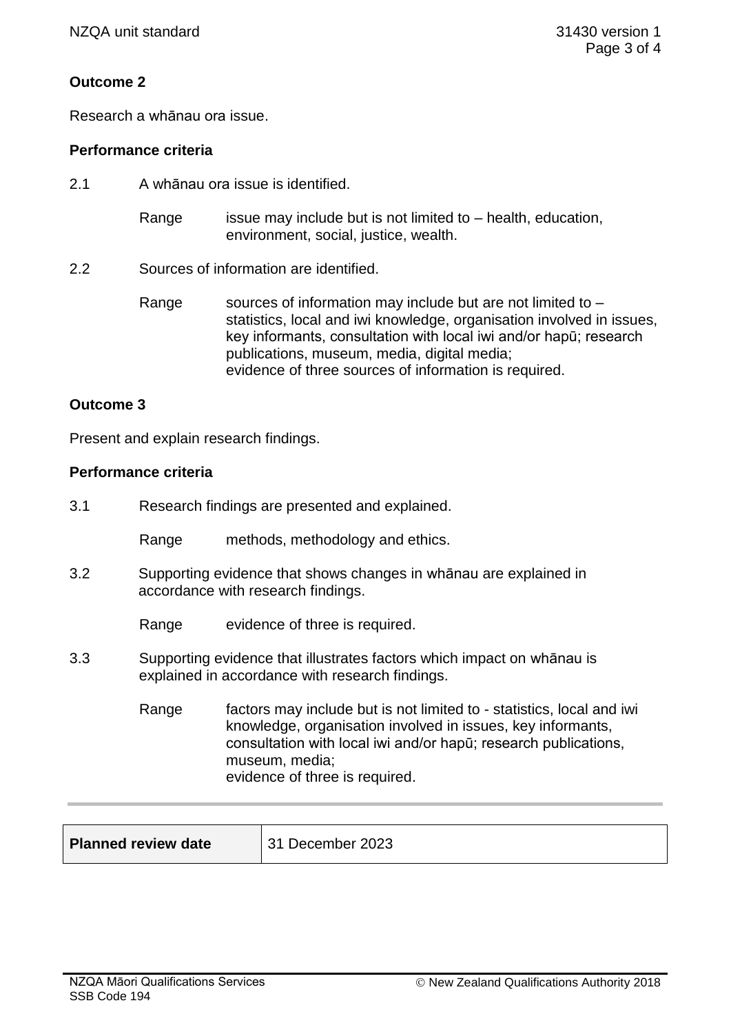**Outcome 2**

Research a whānau ora issue.

**Performance criteria**

2.1 A whānau ora issue is identified.

Range issue may include but is not limited to – health, education, environment, social, justice, wealth.

2.2 Sources of information are identified.

Range sources of information may include but are not limited to – statistics, local and iwi knowledge, organisation involved in issues, key informants, consultation with local iwi and/or hapū; research publications, museum, media, digital media;
evidence of three sources of information is required.

**Outcome 3**

Present and explain research findings.

**Performance criteria**

3.1 Research findings are presented and explained.

Range methods, methodology and ethics.

3.2 Supporting evidence that shows changes in whānau are explained in accordance with research findings.

Range evidence of three is required.

3.3 Supporting evidence that illustrates factors which impact on whānau is explained in accordance with research findings.

Range factors may include but is not limited to - statistics, local and iwi knowledge, organisation involved in issues, key informants, consultation with local iwi and/or hapū; research publications, museum, media;
evidence of three is required.

| **Planned review date** | 31 December 2023 |
| --- | --- |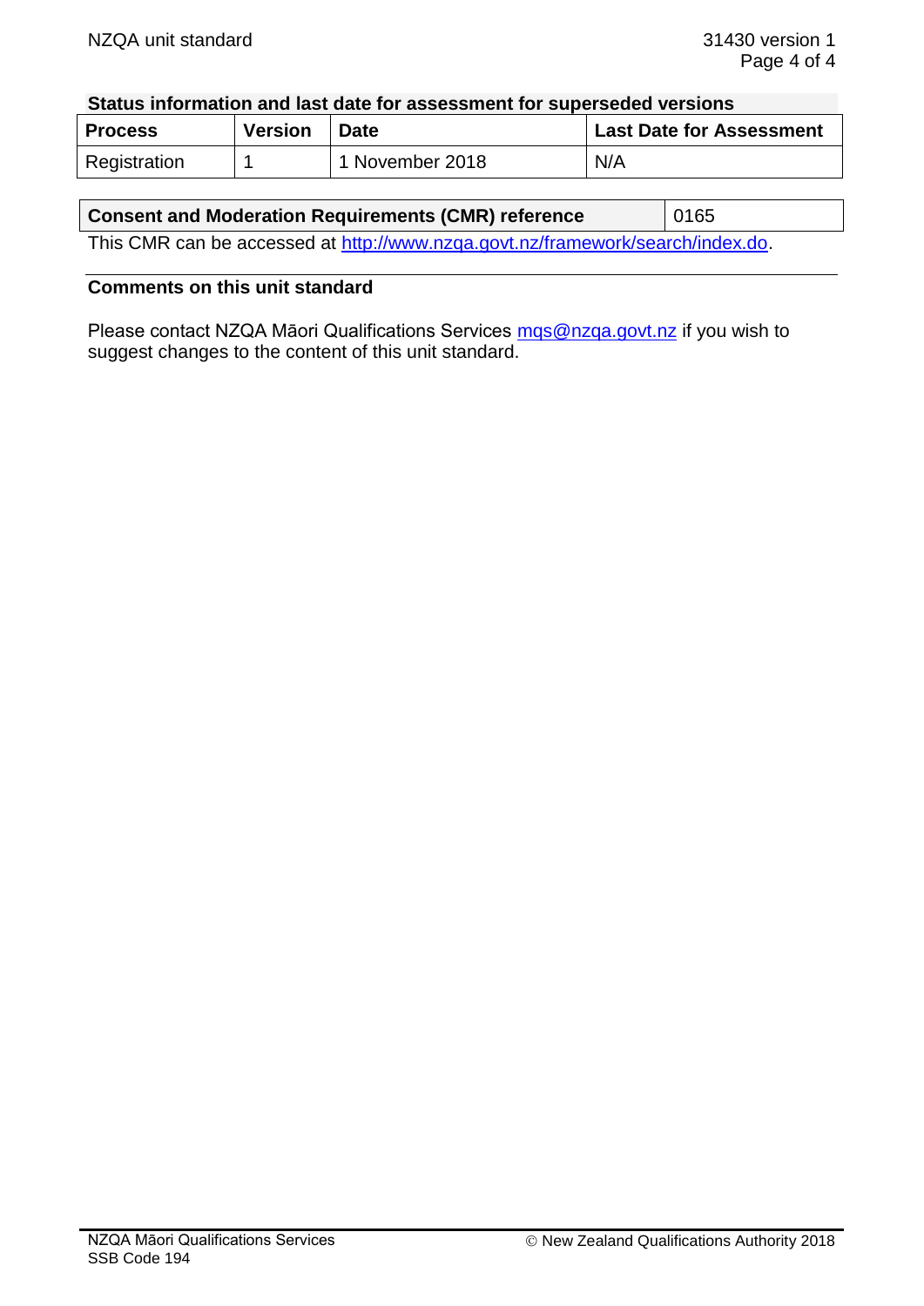**Status information and last date for assessment for superseded versions**

| Process | Version | Date | Last Date for Assessment |
|---|---|---|---|
| Registration | 1 | 1 November 2018 | N/A |

| Consent and Moderation Requirements (CMR) reference | 0165 |
|---|---|

This CMR can be accessed at http://www.nzqa.govt.nz/framework/search/index.do.

**Comments on this unit standard**

Please contact NZQA Māori Qualifications Services mqs@nzqa.govt.nz if you wish to suggest changes to the content of this unit standard.